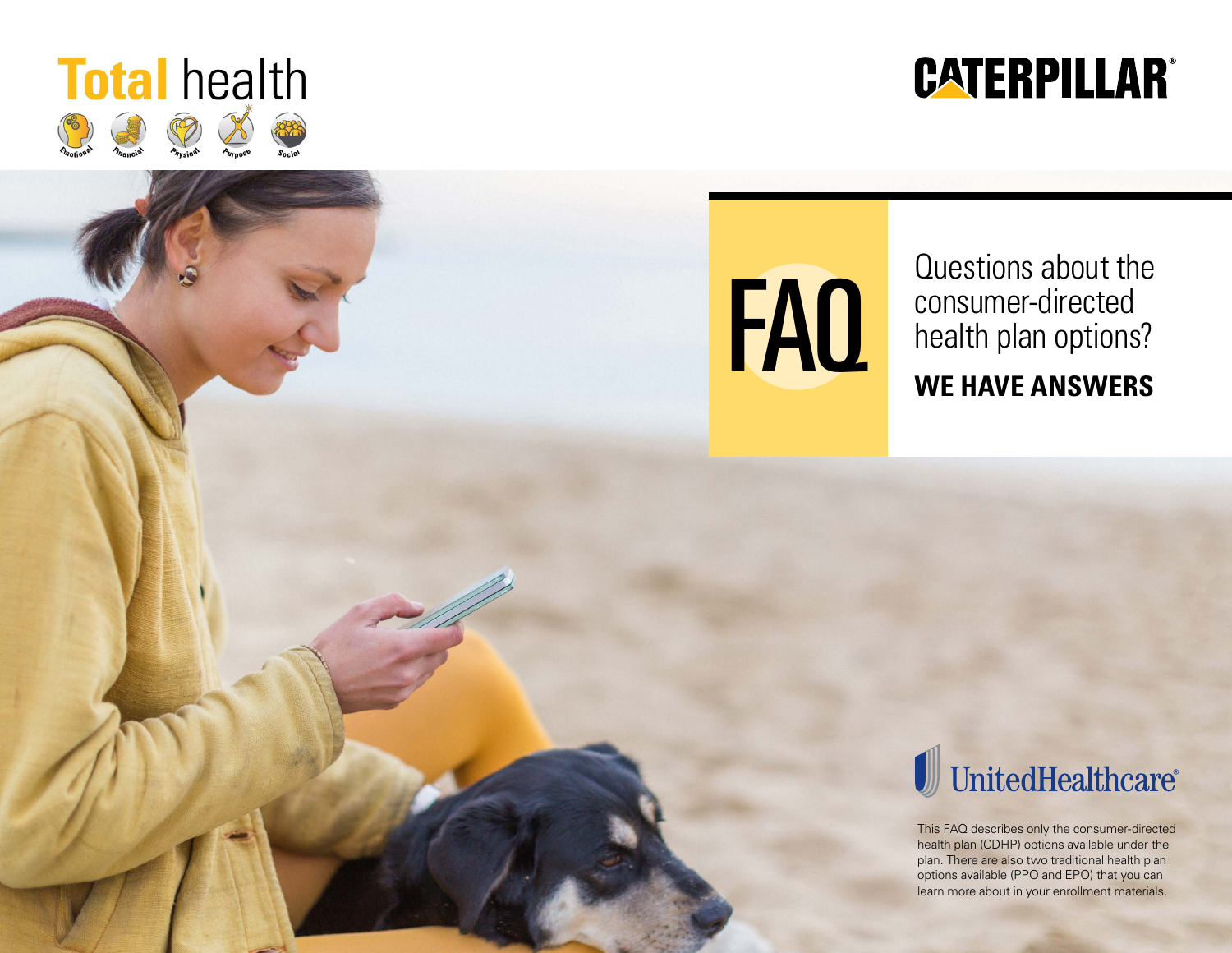# Total health

Emotional · Financial · Physical · Purpose · Social

CATERPILLAR®

# FAQ

## Questions about the consumer-directed health plan options?

**WE HAVE ANSWERS**

UnitedHealthcare®

This FAQ describes only the consumer-directed health plan (CDHP) options available under the plan. There are also two traditional health plan options available (PPO and EPO) that you can learn more about in your enrollment materials.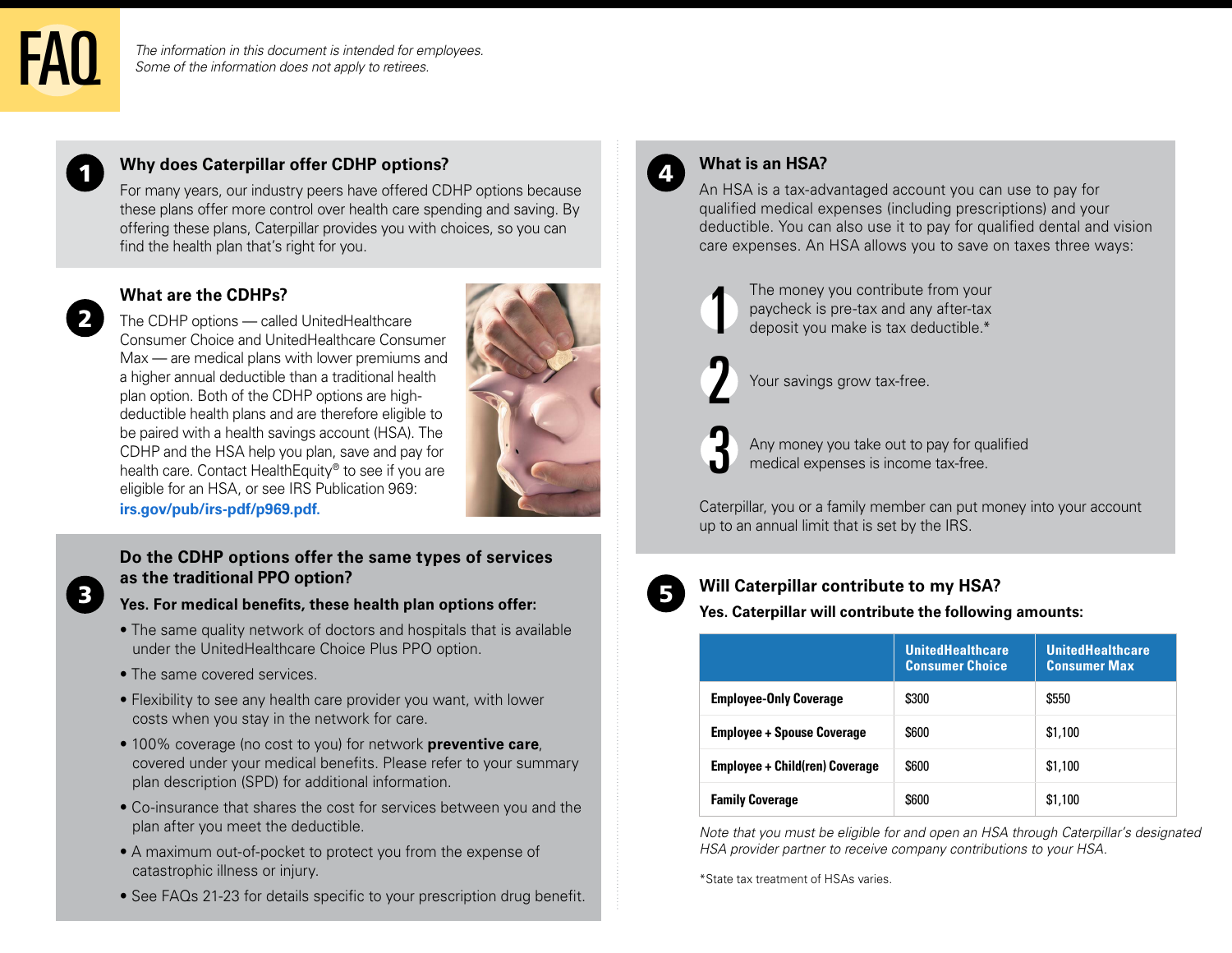# FAQ

*The information in this document is intended for employees. Some of the information does not apply to retirees.*

## 1 Why does Caterpillar offer CDHP options?

For many years, our industry peers have offered CDHP options because these plans offer more control over health care spending and saving. By offering these plans, Caterpillar provides you with choices, so you can find the health plan that's right for you.

## 2 What are the CDHPs?

The CDHP options — called UnitedHealthcare Consumer Choice and UnitedHealthcare Consumer Max — are medical plans with lower premiums and a higher annual deductible than a traditional health plan option. Both of the CDHP options are high-deductible health plans and are therefore eligible to be paired with a health savings account (HSA). The CDHP and the HSA help you plan, save and pay for health care. Contact HealthEquity® to see if you are eligible for an HSA, or see IRS Publication 969: **irs.gov/pub/irs-pdf/p969.pdf.**

## 3 Do the CDHP options offer the same types of services as the traditional PPO option?

**Yes. For medical benefits, these health plan options offer:**

- The same quality network of doctors and hospitals that is available under the UnitedHealthcare Choice Plus PPO option.
- The same covered services.
- Flexibility to see any health care provider you want, with lower costs when you stay in the network for care.
- 100% coverage (no cost to you) for network **preventive care**, covered under your medical benefits. Please refer to your summary plan description (SPD) for additional information.
- Co-insurance that shares the cost for services between you and the plan after you meet the deductible.
- A maximum out-of-pocket to protect you from the expense of catastrophic illness or injury.
- See FAQs 21-23 for details specific to your prescription drug benefit.

## 4 What is an HSA?

An HSA is a tax-advantaged account you can use to pay for qualified medical expenses (including prescriptions) and your deductible. You can also use it to pay for qualified dental and vision care expenses. An HSA allows you to save on taxes three ways:

1. The money you contribute from your paycheck is pre-tax and any after-tax deposit you make is tax deductible.*
2. Your savings grow tax-free.
3. Any money you take out to pay for qualified medical expenses is income tax-free.

Caterpillar, you or a family member can put money into your account up to an annual limit that is set by the IRS.

## 5 Will Caterpillar contribute to my HSA?

**Yes. Caterpillar will contribute the following amounts:**

| | UnitedHealthcare Consumer Choice | UnitedHealthcare Consumer Max |
|---|---|---|
| **Employee-Only Coverage** | $300 | $550 |
| **Employee + Spouse Coverage** | $600 | $1,100 |
| **Employee + Child(ren) Coverage** | $600 | $1,100 |
| **Family Coverage** | $600 | $1,100 |

*Note that you must be eligible for and open an HSA through Caterpillar's designated HSA provider partner to receive company contributions to your HSA.*

*State tax treatment of HSAs varies.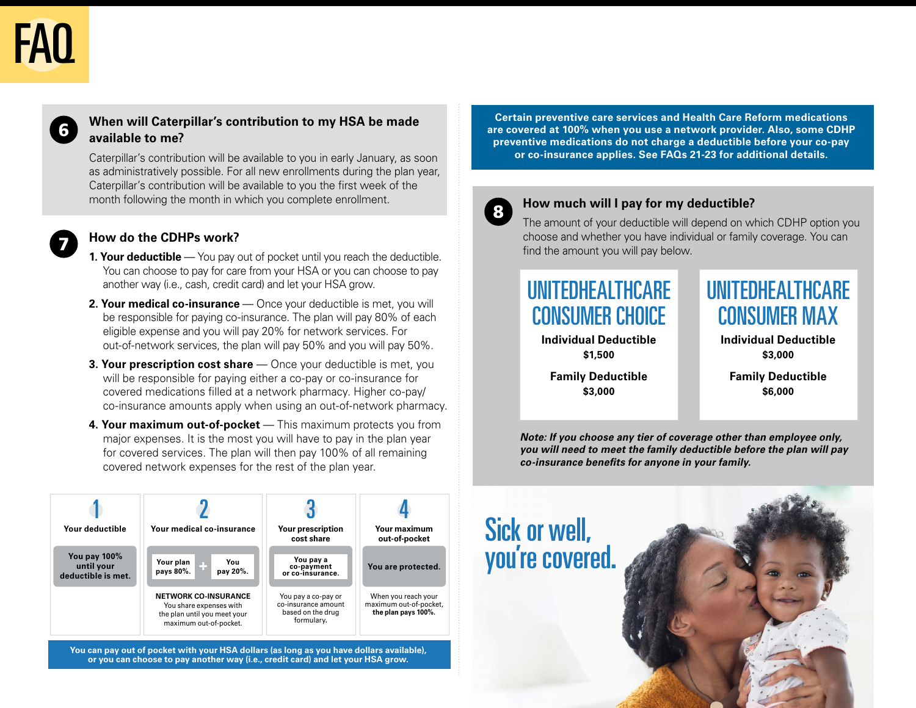# FAQ

## 6 When will Caterpillar's contribution to my HSA be made available to me?

Caterpillar's contribution will be available to you in early January, as soon as administratively possible. For all new enrollments during the plan year, Caterpillar's contribution will be available to you the first week of the month following the month in which you complete enrollment.

## 7 How do the CDHPs work?

1. **Your deductible** — You pay out of pocket until you reach the deductible. You can choose to pay for care from your HSA or you can choose to pay another way (i.e., cash, credit card) and let your HSA grow.
2. **Your medical co-insurance** — Once your deductible is met, you will be responsible for paying co-insurance. The plan will pay 80% of each eligible expense and you will pay 20% for network services. For out-of-network services, the plan will pay 50% and you will pay 50%.
3. **Your prescription cost share** — Once your deductible is met, you will be responsible for paying either a co-pay or co-insurance for covered medications filled at a network pharmacy. Higher co-pay/co-insurance amounts apply when using an out-of-network pharmacy.
4. **Your maximum out-of-pocket** — This maximum protects you from major expenses. It is the most you will have to pay in the plan year for covered services. The plan will then pay 100% of all remaining covered network expenses for the rest of the plan year.

| 1 | 2 | 3 | 4 |
|---|---|---|---|
| Your deductible | Your medical co-insurance | Your prescription cost share | Your maximum out-of-pocket |
| You pay 100% until your deductible is met. | Your plan pays 80%. + You pay 20%. | You pay a co-payment or co-insurance. | You are protected. |
| | NETWORK CO-INSURANCE You share expenses with the plan until you meet your maximum out-of-pocket. | You pay a co-pay or co-insurance amount based on the drug formulary. | When you reach your maximum out-of-pocket, **the plan pays 100%.** |

**You can pay out of pocket with your HSA dollars (as long as you have dollars available), or you can choose to pay another way (i.e., credit card) and let your HSA grow.**

**Certain preventive care services and Health Care Reform medications are covered at 100% when you use a network provider. Also, some CDHP preventive medications do not charge a deductible before your co-pay or co-insurance applies. See FAQs 21-23 for additional details.**

## 8 How much will I pay for my deductible?

The amount of your deductible will depend on which CDHP option you choose and whether you have individual or family coverage. You can find the amount you will pay below.

| | UNITEDHEALTHCARE CONSUMER CHOICE | UNITEDHEALTHCARE CONSUMER MAX |
|---|---|---|
| Individual Deductible | $1,500 | $3,000 |
| Family Deductible | $3,000 | $6,000 |

***Note: If you choose any tier of coverage other than employee only, you will need to meet the family deductible before the plan will pay co-insurance benefits for anyone in your family.***

Sick or well, you're covered.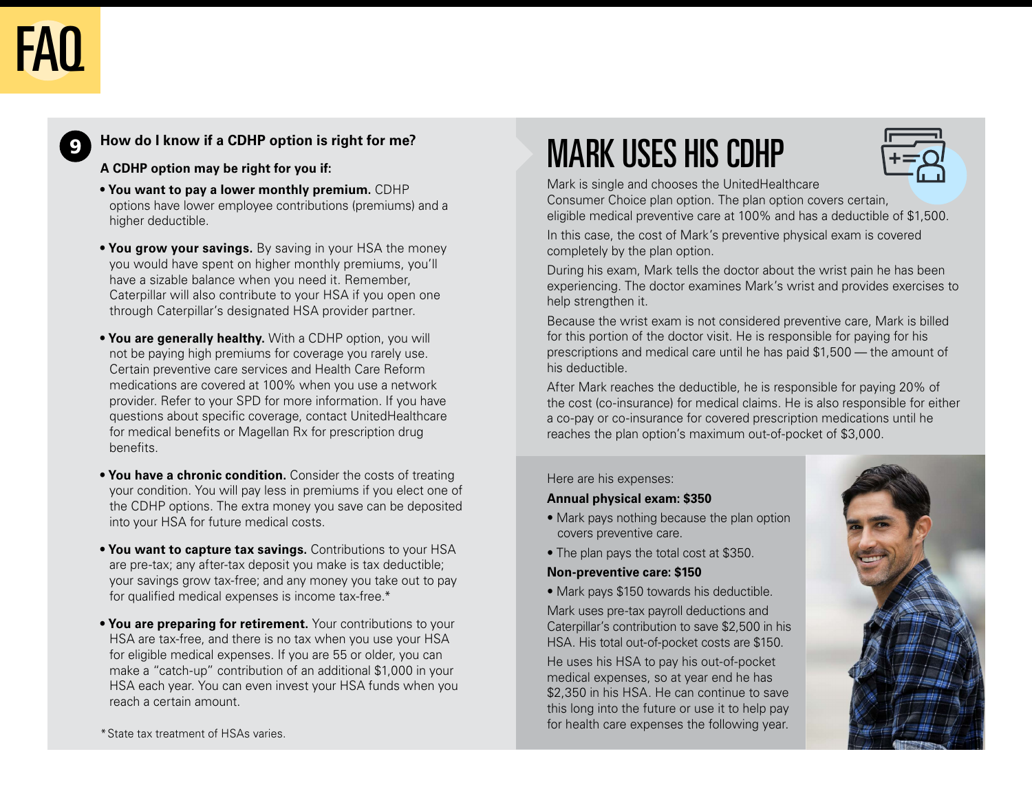# FAQ

## 9 How do I know if a CDHP option is right for me?

**A CDHP option may be right for you if:**

- **You want to pay a lower monthly premium.** CDHP options have lower employee contributions (premiums) and a higher deductible.
- **You grow your savings.** By saving in your HSA the money you would have spent on higher monthly premiums, you'll have a sizable balance when you need it. Remember, Caterpillar will also contribute to your HSA if you open one through Caterpillar's designated HSA provider partner.
- **You are generally healthy.** With a CDHP option, you will not be paying high premiums for coverage you rarely use. Certain preventive care services and Health Care Reform medications are covered at 100% when you use a network provider. Refer to your SPD for more information. If you have questions about specific coverage, contact UnitedHealthcare for medical benefits or Magellan Rx for prescription drug benefits.
- **You have a chronic condition.** Consider the costs of treating your condition. You will pay less in premiums if you elect one of the CDHP options. The extra money you save can be deposited into your HSA for future medical costs.
- **You want to capture tax savings.** Contributions to your HSA are pre-tax; any after-tax deposit you make is tax deductible; your savings grow tax-free; and any money you take out to pay for qualified medical expenses is income tax-free.*
- **You are preparing for retirement.** Your contributions to your HSA are tax-free, and there is no tax when you use your HSA for eligible medical expenses. If you are 55 or older, you can make a "catch-up" contribution of an additional $1,000 in your HSA each year. You can even invest your HSA funds when you reach a certain amount.

*State tax treatment of HSAs varies.

## MARK USES HIS CDHP

Mark is single and chooses the UnitedHealthcare Consumer Choice plan option. The plan option covers certain, eligible medical preventive care at 100% and has a deductible of $1,500.

In this case, the cost of Mark's preventive physical exam is covered completely by the plan option.

During his exam, Mark tells the doctor about the wrist pain he has been experiencing. The doctor examines Mark's wrist and provides exercises to help strengthen it.

Because the wrist exam is not considered preventive care, Mark is billed for this portion of the doctor visit. He is responsible for paying for his prescriptions and medical care until he has paid $1,500 — the amount of his deductible.

After Mark reaches the deductible, he is responsible for paying 20% of the cost (co-insurance) for medical claims. He is also responsible for either a co-pay or co-insurance for covered prescription medications until he reaches the plan option's maximum out-of-pocket of $3,000.

Here are his expenses:

**Annual physical exam: $350**

- Mark pays nothing because the plan option covers preventive care.
- The plan pays the total cost at $350.

**Non-preventive care: $150**

- Mark pays $150 towards his deductible.

Mark uses pre-tax payroll deductions and Caterpillar's contribution to save $2,500 in his HSA. His total out-of-pocket costs are $150.

He uses his HSA to pay his out-of-pocket medical expenses, so at year end he has $2,350 in his HSA. He can continue to save this long into the future or use it to help pay for health care expenses the following year.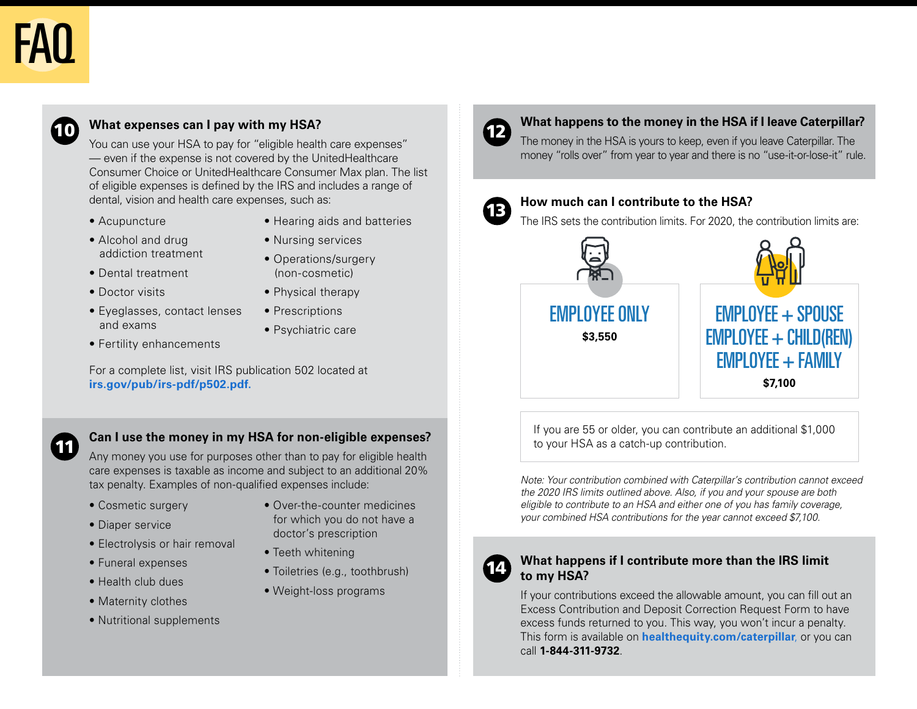# FAQ

## 10 What expenses can I pay with my HSA?

You can use your HSA to pay for "eligible health care expenses" — even if the expense is not covered by the UnitedHealthcare Consumer Choice or UnitedHealthcare Consumer Max plan. The list of eligible expenses is defined by the IRS and includes a range of dental, vision and health care expenses, such as:

- Acupuncture
- Alcohol and drug addiction treatment
- Dental treatment
- Doctor visits
- Eyeglasses, contact lenses and exams
- Fertility enhancements
- Hearing aids and batteries
- Nursing services
- Operations/surgery (non-cosmetic)
- Physical therapy
- Prescriptions
- Psychiatric care

For a complete list, visit IRS publication 502 located at **irs.gov/pub/irs-pdf/p502.pdf.**

## 11 Can I use the money in my HSA for non-eligible expenses?

Any money you use for purposes other than to pay for eligible health care expenses is taxable as income and subject to an additional 20% tax penalty. Examples of non-qualified expenses include:

- Cosmetic surgery
- Diaper service
- Electrolysis or hair removal
- Funeral expenses
- Health club dues
- Maternity clothes
- Nutritional supplements
- Over-the-counter medicines for which you do not have a doctor's prescription
- Teeth whitening
- Toiletries (e.g., toothbrush)
- Weight-loss programs

## 12 What happens to the money in the HSA if I leave Caterpillar?

The money in the HSA is yours to keep, even if you leave Caterpillar. The money "rolls over" from year to year and there is no "use-it-or-lose-it" rule.

## 13 How much can I contribute to the HSA?

The IRS sets the contribution limits. For 2020, the contribution limits are:

EMPLOYEE ONLY
**$3,550**

EMPLOYEE + SPOUSE
EMPLOYEE + CHILD(REN)
EMPLOYEE + FAMILY
**$7,100**

If you are 55 or older, you can contribute an additional $1,000 to your HSA as a catch-up contribution.

*Note: Your contribution combined with Caterpillar's contribution cannot exceed the 2020 IRS limits outlined above. Also, if you and your spouse are both eligible to contribute to an HSA and either one of you has family coverage, your combined HSA contributions for the year cannot exceed $7,100.*

## 14 What happens if I contribute more than the IRS limit to my HSA?

If your contributions exceed the allowable amount, you can fill out an Excess Contribution and Deposit Correction Request Form to have excess funds returned to you. This way, you won't incur a penalty. This form is available on **healthequity.com/caterpillar**, or you can call **1-844-311-9732**.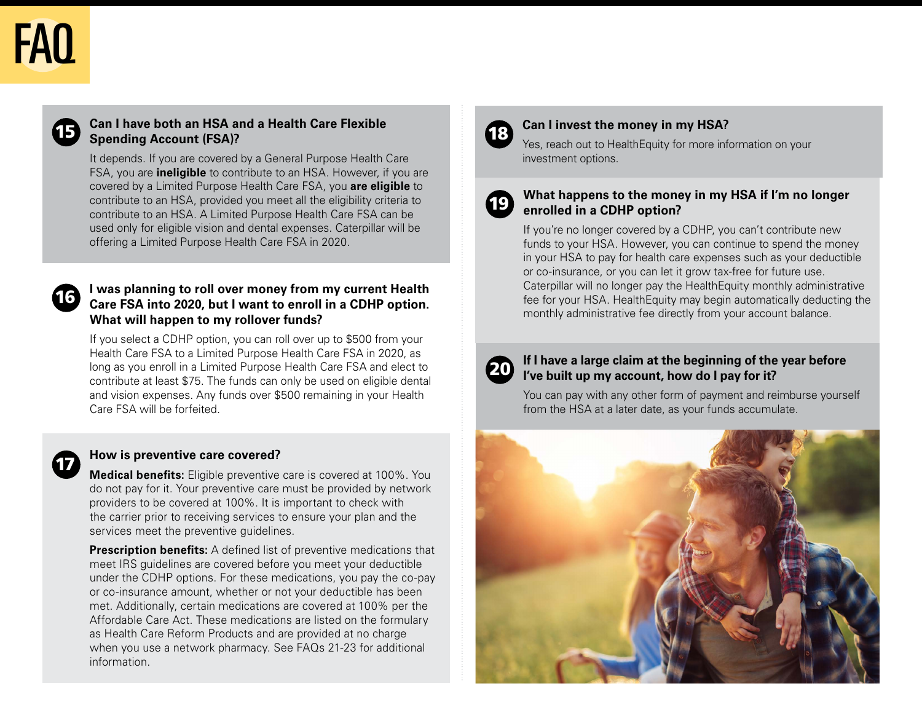# FAQ

### 15 Can I have both an HSA and a Health Care Flexible Spending Account (FSA)?

It depends. If you are covered by a General Purpose Health Care FSA, you are **ineligible** to contribute to an HSA. However, if you are covered by a Limited Purpose Health Care FSA, you **are eligible** to contribute to an HSA, provided you meet all the eligibility criteria to contribute to an HSA. A Limited Purpose Health Care FSA can be used only for eligible vision and dental expenses. Caterpillar will be offering a Limited Purpose Health Care FSA in 2020.

### 16 I was planning to roll over money from my current Health Care FSA into 2020, but I want to enroll in a CDHP option. What will happen to my rollover funds?

If you select a CDHP option, you can roll over up to $500 from your Health Care FSA to a Limited Purpose Health Care FSA in 2020, as long as you enroll in a Limited Purpose Health Care FSA and elect to contribute at least $75. The funds can only be used on eligible dental and vision expenses. Any funds over $500 remaining in your Health Care FSA will be forfeited.

### 17 How is preventive care covered?

**Medical benefits:** Eligible preventive care is covered at 100%. You do not pay for it. Your preventive care must be provided by network providers to be covered at 100%. It is important to check with the carrier prior to receiving services to ensure your plan and the services meet the preventive guidelines.

**Prescription benefits:** A defined list of preventive medications that meet IRS guidelines are covered before you meet your deductible under the CDHP options. For these medications, you pay the co-pay or co-insurance amount, whether or not your deductible has been met. Additionally, certain medications are covered at 100% per the Affordable Care Act. These medications are listed on the formulary as Health Care Reform Products and are provided at no charge when you use a network pharmacy. See FAQs 21-23 for additional information.

### 18 Can I invest the money in my HSA?

Yes, reach out to HealthEquity for more information on your investment options.

### 19 What happens to the money in my HSA if I'm no longer enrolled in a CDHP option?

If you're no longer covered by a CDHP, you can't contribute new funds to your HSA. However, you can continue to spend the money in your HSA to pay for health care expenses such as your deductible or co-insurance, or you can let it grow tax-free for future use. Caterpillar will no longer pay the HealthEquity monthly administrative fee for your HSA. HealthEquity may begin automatically deducting the monthly administrative fee directly from your account balance.

### 20 If I have a large claim at the beginning of the year before I've built up my account, how do I pay for it?

You can pay with any other form of payment and reimburse yourself from the HSA at a later date, as your funds accumulate.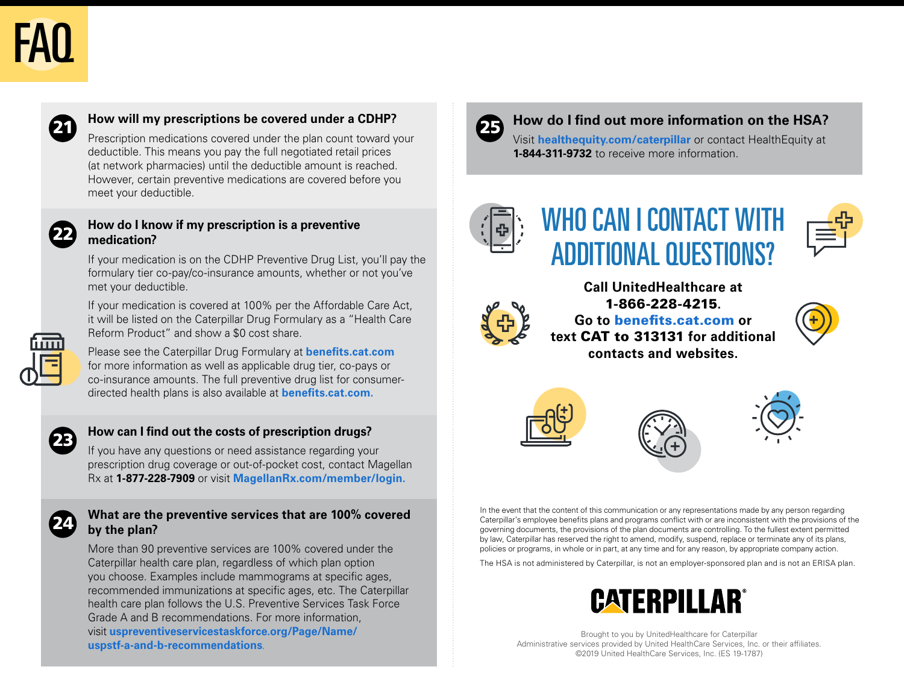# FAQ

### 21 How will my prescriptions be covered under a CDHP?

Prescription medications covered under the plan count toward your deductible. This means you pay the full negotiated retail prices (at network pharmacies) until the deductible amount is reached. However, certain preventive medications are covered before you meet your deductible.

### 22 How do I know if my prescription is a preventive medication?

If your medication is on the CDHP Preventive Drug List, you'll pay the formulary tier co-pay/co-insurance amounts, whether or not you've met your deductible.

If your medication is covered at 100% per the Affordable Care Act, it will be listed on the Caterpillar Drug Formulary as a "Health Care Reform Product" and show a $0 cost share.

Please see the Caterpillar Drug Formulary at **benefits.cat.com** for more information as well as applicable drug tier, co-pays or co-insurance amounts. The full preventive drug list for consumer-directed health plans is also available at **benefits.cat.com.**

### 23 How can I find out the costs of prescription drugs?

If you have any questions or need assistance regarding your prescription drug coverage or out-of-pocket cost, contact Magellan Rx at **1-877-228-7909** or visit **MagellanRx.com/member/login.**

### 24 What are the preventive services that are 100% covered by the plan?

More than 90 preventive services are 100% covered under the Caterpillar health care plan, regardless of which plan option you choose. Examples include mammograms at specific ages, recommended immunizations at specific ages, etc. The Caterpillar health care plan follows the U.S. Preventive Services Task Force Grade A and B recommendations. For more information, visit **uspreventiveservicestaskforce.org/Page/Name/uspstf-a-and-b-recommendations**.

### 25 How do I find out more information on the HSA?

Visit **healthequity.com/caterpillar** or contact HealthEquity at **1-844-311-9732** to receive more information.

## WHO CAN I CONTACT WITH ADDITIONAL QUESTIONS?

**Call UnitedHealthcare at 1-866-228-4215. Go to benefits.cat.com or text CAT to 313131 for additional contacts and websites.**

In the event that the content of this communication or any representations made by any person regarding Caterpillar's employee benefits plans and programs conflict with or are inconsistent with the provisions of the governing documents, the provisions of the plan documents are controlling. To the fullest extent permitted by law, Caterpillar has reserved the right to amend, modify, suspend, replace or terminate any of its plans, policies or programs, in whole or in part, at any time and for any reason, by appropriate company action.

The HSA is not administered by Caterpillar, is not an employer-sponsored plan and is not an ERISA plan.

CATERPILLAR®

Brought to you by UnitedHealthcare for Caterpillar
Administrative services provided by United HealthCare Services, Inc. or their affiliates.
©2019 United HealthCare Services, Inc. (ES 19-1787)